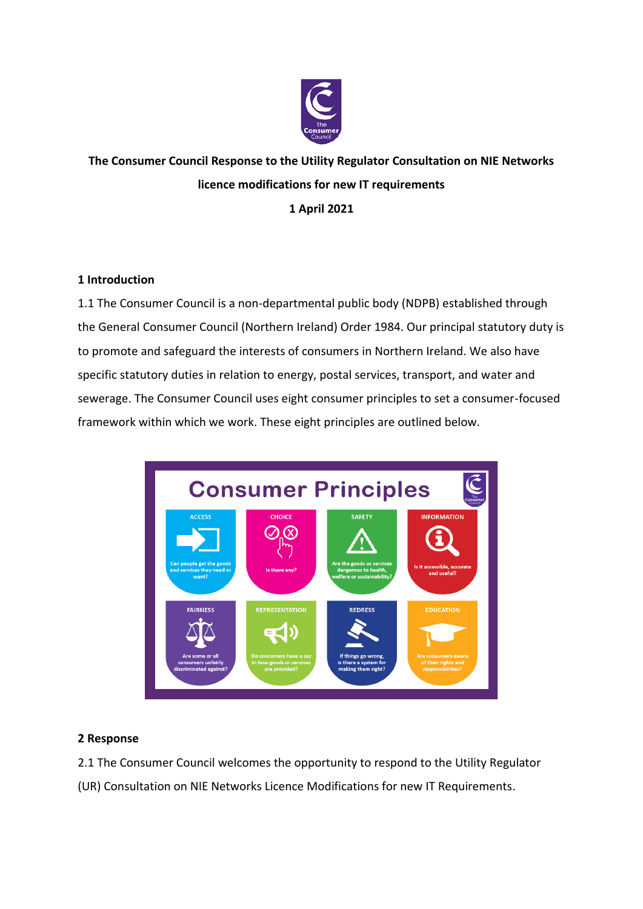**The Consumer Council Response to the Utility Regulator Consultation on NIE Networks licence modifications for new IT requirements**

**1 April 2021**

## 1 Introduction

1.1 The Consumer Council is a non-departmental public body (NDPB) established through the General Consumer Council (Northern Ireland) Order 1984. Our principal statutory duty is to promote and safeguard the interests of consumers in Northern Ireland. We also have specific statutory duties in relation to energy, postal services, transport, and water and sewerage. The Consumer Council uses eight consumer principles to set a consumer-focused framework within which we work. These eight principles are outlined below.

**Consumer Principles**

- **ACCESS**: Can people get the goods and services they need or want?
- **CHOICE**: Is there any?
- **SAFETY**: Are the goods or services dangerous to health, welfare or sustainability?
- **INFORMATION**: Is it accessible, accurate and useful?
- **FAIRNESS**: Are some or all consumers unfairly discriminated against?
- **REPRESENTATION**: Do consumers have a say in how goods or services are provided?
- **REDRESS**: If things go wrong, is there a system for making them right?
- **EDUCATION**: Are consumers aware of their rights and responsibilities?

## 2 Response

2.1 The Consumer Council welcomes the opportunity to respond to the Utility Regulator (UR) Consultation on NIE Networks Licence Modifications for new IT Requirements.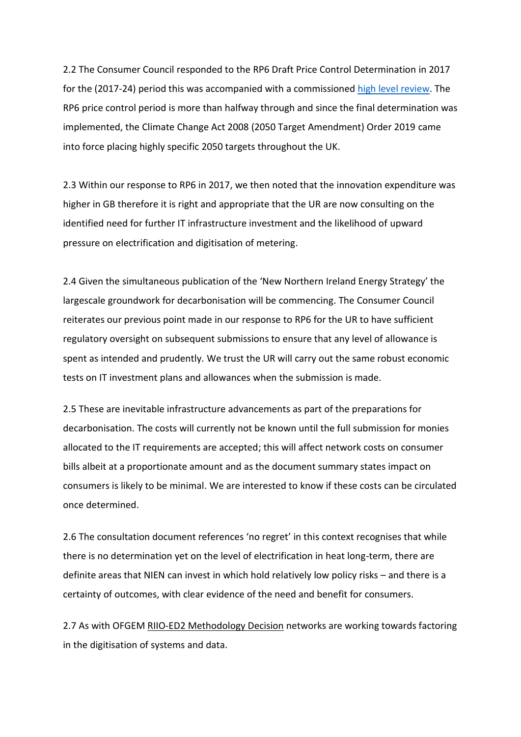2.2 The Consumer Council responded to the RP6 Draft Price Control Determination in 2017 for the (2017-24) period this was accompanied with a commissioned high level review. The RP6 price control period is more than halfway through and since the final determination was implemented, the Climate Change Act 2008 (2050 Target Amendment) Order 2019 came into force placing highly specific 2050 targets throughout the UK.

2.3 Within our response to RP6 in 2017, we then noted that the innovation expenditure was higher in GB therefore it is right and appropriate that the UR are now consulting on the identified need for further IT infrastructure investment and the likelihood of upward pressure on electrification and digitisation of metering.

2.4 Given the simultaneous publication of the 'New Northern Ireland Energy Strategy' the largescale groundwork for decarbonisation will be commencing. The Consumer Council reiterates our previous point made in our response to RP6 for the UR to have sufficient regulatory oversight on subsequent submissions to ensure that any level of allowance is spent as intended and prudently. We trust the UR will carry out the same robust economic tests on IT investment plans and allowances when the submission is made.

2.5 These are inevitable infrastructure advancements as part of the preparations for decarbonisation. The costs will currently not be known until the full submission for monies allocated to the IT requirements are accepted; this will affect network costs on consumer bills albeit at a proportionate amount and as the document summary states impact on consumers is likely to be minimal. We are interested to know if these costs can be circulated once determined.

2.6 The consultation document references 'no regret' in this context recognises that while there is no determination yet on the level of electrification in heat long-term, there are definite areas that NIEN can invest in which hold relatively low policy risks – and there is a certainty of outcomes, with clear evidence of the need and benefit for consumers.

2.7 As with OFGEM RIIO-ED2 Methodology Decision networks are working towards factoring in the digitisation of systems and data.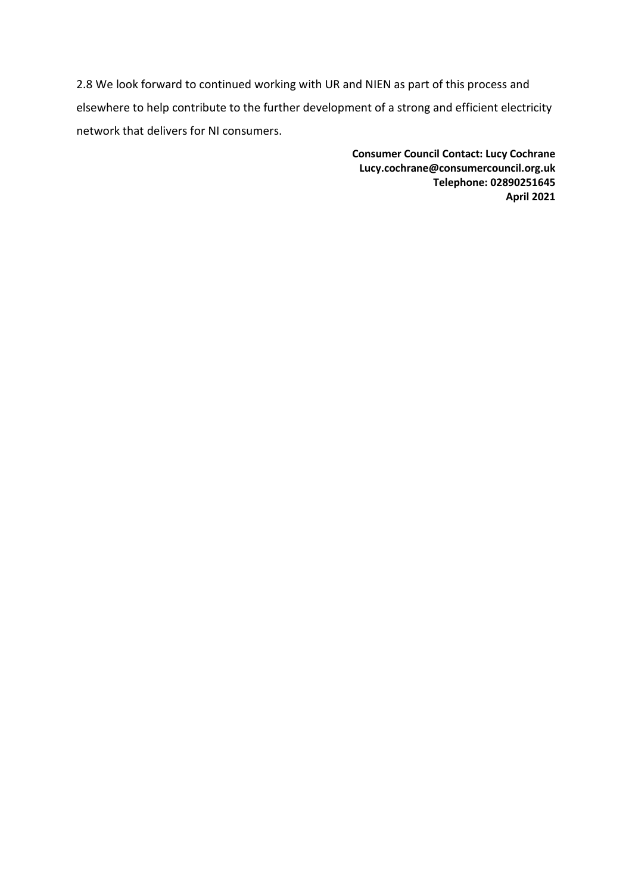2.8 We look forward to continued working with UR and NIEN as part of this process and elsewhere to help contribute to the further development of a strong and efficient electricity network that delivers for NI consumers.

**Consumer Council Contact: Lucy Cochrane**
**Lucy.cochrane@consumercouncil.org.uk**
**Telephone: 02890251645**
**April 2021**